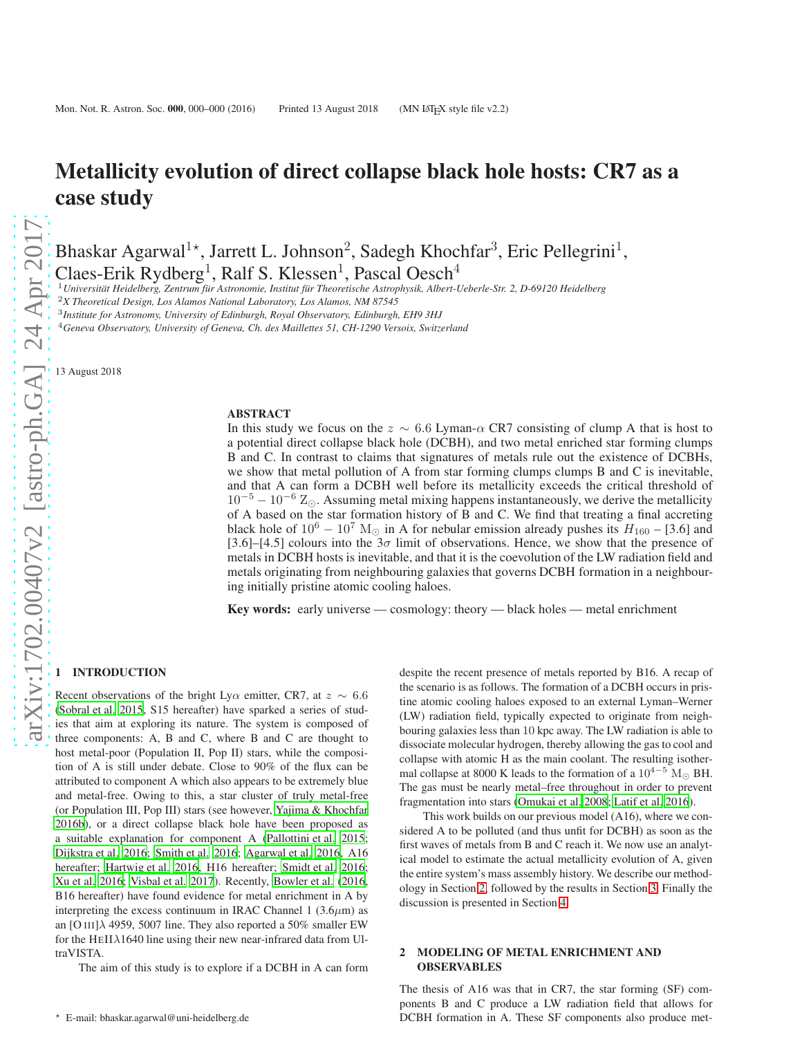# Metallicity evolution of direct collapse black hole hosts: CR7 as a case study

Bhaskar Agarwal[1]⋆, Jarrett L. Johnson[2], Sadegh Khochfar[3], Eric Pellegrini[1], Claes-Erik Rydberg[1], Ralf S. Klessen[1], Pascal Oesch[4]

[1] *Universität Heidelberg, Zentrum für Astronomie, Institut für Theoretische Astrophysik, Albert-Ueberle-Str. 2, D-69120 Heidelberg*
[2] *X Theoretical Design, Los Alamos National Laboratory, Los Alamos, NM 87545*
[3] *Institute for Astronomy, University of Edinburgh, Royal Observatory, Edinburgh, EH9 3HJ*
[4] *Geneva Observatory, University of Geneva, Ch. des Maillettes 51, CH-1290 Versoix, Switzerland*

13 August 2018

## ABSTRACT

In this study we focus on the $z \sim 6.6$ Lyman-$\alpha$ CR7 consisting of clump A that is host to a potential direct collapse black hole (DCBH), and two metal enriched star forming clumps B and C. In contrast to claims that signatures of metals rule out the existence of DCBHs, we show that metal pollution of A from star forming clumps clumps B and C is inevitable, and that A can form a DCBH well before its metallicity exceeds the critical threshold of $10^{-5} - 10^{-6}\ \mathrm{Z}_{\odot}$. Assuming metal mixing happens instantaneously, we derive the metallicity of A based on the star formation history of B and C. We find that treating a final accreting black hole of $10^6 - 10^7\ \mathrm{M}_{\odot}$ in A for nebular emission already pushes its $H_{160}$ – [3.6] and [3.6]–[4.5] colours into the $3\sigma$ limit of observations. Hence, we show that the presence of metals in DCBH hosts is inevitable, and that it is the coevolution of the LW radiation field and metals originating from neighbouring galaxies that governs DCBH formation in a neighbouring initially pristine atomic cooling haloes.

**Key words:** early universe — cosmology: theory — black holes — metal enrichment

## 1 INTRODUCTION

Recent observations of the bright Ly$\alpha$ emitter, CR7, at $z \sim 6.6$ (Sobral et al. 2015, S15 hereafter) have sparked a series of studies that aim at exploring its nature. The system is composed of three components: A, B and C, where B and C are thought to host metal-poor (Population II, Pop II) stars, while the composition of A is still under debate. Close to 90% of the flux can be attributed to component A which also appears to be extremely blue and metal-free. Owing to this, a star cluster of truly metal-free (or Population III, Pop III) stars (see however, Yajima & Khochfar 2016b), or a direct collapse black hole have been proposed as a suitable explanation for component A (Pallottini et al. 2015; Dijkstra et al. 2016; Smith et al. 2016; Agarwal et al. 2016, A16 hereafter; Hartwig et al. 2016, H16 hereafter; Smidt et al. 2016; Xu et al. 2016; Visbal et al. 2017). Recently, Bowler et al. (2016, B16 hereafter) have found evidence for metal enrichment in A by interpreting the excess continuum in IRAC Channel 1 (3.6$\mu$m) as an [O III]$\lambda$ 4959, 5007 line. They also reported a 50% smaller EW for the HeII$\lambda$1640 line using their new near-infrared data from UltraVISTA.

The aim of this study is to explore if a DCBH in A can form despite the recent presence of metals reported by B16. A recap of the scenario is as follows. The formation of a DCBH occurs in pristine atomic cooling haloes exposed to an external Lyman–Werner (LW) radiation field, typically expected to originate from neighbouring galaxies less than 10 kpc away. The LW radiation is able to dissociate molecular hydrogen, thereby allowing the gas to cool and collapse with atomic H as the main coolant. The resulting isothermal collapse at 8000 K leads to the formation of a $10^{4-5}\ \mathrm{M}_{\odot}$ BH. The gas must be nearly metal–free throughout in order to prevent fragmentation into stars (Omukai et al. 2008; Latif et al. 2016).

This work builds on our previous model (A16), where we considered A to be polluted (and thus unfit for DCBH) as soon as the first waves of metals from B and C reach it. We now use an analytical model to estimate the actual metallicity evolution of A, given the entire system's mass assembly history. We describe our methodology in Section 2, followed by the results in Section 3. Finally the discussion is presented in Section 4.

## 2 MODELING OF METAL ENRICHMENT AND OBSERVABLES

The thesis of A16 was that in CR7, the star forming (SF) components B and C produce a LW radiation field that allows for DCBH formation in A. These SF components also produce met-

⋆ E-mail: bhaskar.agarwal@uni-heidelberg.de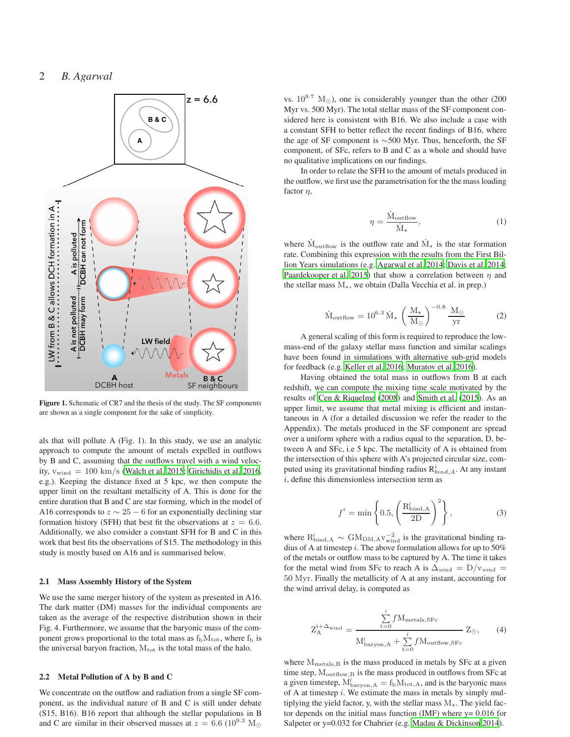Figure 1. Schematic of CR7 and the thesis of the study. The SF components are shown as a single component for the sake of simplicity.

als that will pollute A (Fig. 1). In this study, we use an analytic approach to compute the amount of metals expelled in outflows by B and C, assuming that the outflows travel with a wind velocity, $v_{\rm wind} = 100$ km/s (Walch et al. 2015; Girichidis et al. 2016, e.g.). Keeping the distance fixed at 5 kpc, we then compute the upper limit on the resultant metallicity of A. This is done for the entire duration that B and C are star forming, which in the model of A16 corresponds to $z \sim 25-6$ for an exponentially declining star formation history (SFH) that best fit the observations at $z = 6.6$. Additionally, we also consider a constant SFH for B and C in this work that best fits the observations of S15. The methodology in this study is mostly based on A16 and is summarised below.

### 2.1 Mass Assembly History of the System

We use the same merger history of the system as presented in A16. The dark matter (DM) masses for the individual components are taken as the average of the respective distribution shown in their Fig. 4. Furthermore, we assume that the baryonic mass of the component grows proportional to the total mass as $f_{\rm b}M_{\rm tot}$, where $f_{\rm b}$ is the universal baryon fraction, $M_{\rm tot}$ is the total mass of the halo.

### 2.2 Metal Pollution of A by B and C

We concentrate on the outflow and radiation from a single SF component, as the individual nature of B and C is still under debate (S15, B16). B16 report that although the stellar populations in B and C are similar in their observed masses at $z = 6.6$ ($10^{9.3}$ $M_\odot$ vs. $10^{9.7}$ $M_\odot$), one is considerably younger than the other (200 Myr vs. 500 Myr). The total stellar mass of the SF component considered here is consistent with B16. We also include a case with a constant SFH to better reflect the recent findings of B16, where the age of SF component is $\sim$500 Myr. Thus, henceforth, the SF component, of SFc, refers to B and C as a whole and should have no qualitative implications on our findings.

In order to relate the SFH to the amount of metals produced in the outflow, we first use the parametrisation for the the mass loading factor $\eta$,

$$\eta = \frac{\dot{M}_{\rm outflow}}{\dot{M}_\star}, \tag{1}$$

where $\dot{M}_{\rm outflow}$ is the outflow rate and $\dot{M}_\star$ is the star formation rate. Combining this expression with the results from the First Billion Years simulations (e.g. Agarwal et al. 2014; Davis et al. 2014; Paardekooper et al. 2015) that show a correlation between $\eta$ and the stellar mass $M_\star$, we obtain (Dalla Vecchia et al. in prep.)

$$\dot{M}_{\rm outflow} = 10^{6.3}\,\dot{M}_\star \left(\frac{M_\star}{M_\odot}\right)^{-0.8} \frac{M_\odot}{\rm yr} \tag{2}$$

A general scaling of this form is required to reproduce the low-mass-end of the galaxy stellar mass function and similar scalings have been found in simulations with alternative sub-grid models for feedback (e.g. Keller et al. 2016; Muratov et al. 2016).

Having obtained the total mass in outflows from B at each redshift, we can compute the mixing time scale motivated by the results of Cen & Riquelme (2008) and Smith et al. (2015). As an upper limit, we assume that metal mixing is efficient and instantaneous in A (for a detailed discussion we refer the reader to the Appendix). The metals produced in the SF component are spread over a uniform sphere with a radius equal to the separation, D, between A and SFc, i.e 5 kpc. The metallicity of A is obtained from the intersection of this sphere with A's projected circular size, computed using its gravitational binding radius $R^i_{bind,A}$. At any instant $i$, define this dimensionless intersection term as

$$f^i = \min\left\{0.5, \left(\frac{R^i_{\rm bind,A}}{2D}\right)^2\right\}, \tag{3}$$

where $R^i_{\rm bind,A} \sim GM_{\rm DM,A}v_{\rm wind}^{-2}$ is the gravitational binding radius of A at timestep $i$. The above formulation allows for up to 50% of the metals or outflow mass to be captured by A. The time it takes for the metal wind from SFc to reach A is $\Delta_{wind} = D/v_{wind} = 50$ Myr. Finally the metallicity of A at any instant, accounting for the wind arrival delay, is computed as

$$Z_{\rm A}^{i+\Delta_{\rm wind}} = \frac{\sum_{t=0}^{i} f M_{\rm metals,SFc}}{M^i_{\rm baryon,A} + \sum_{t=0}^{i} f M_{\rm outflow,SFc}}\, Z_\odot, \tag{4}$$

where $M_{\rm metals,B}$ is the mass produced in metals by SFc at a given time step, $M_{\rm outflow,B}$ is the mass produced in outflows from SFc at a given timestep, $M^i_{\rm baryon,A} = f_{\rm b}M_{\rm tot,A}$, and is the baryonic mass of A at timestep $i$. We estimate the mass in metals by simply multiplying the yield factor, y, with the stellar mass $M_\star$. The yield factor depends on the initial mass function (IMF) where y= 0.016 for Salpeter or y=0.032 for Chabrier (e.g. Madau & Dickinson 2014).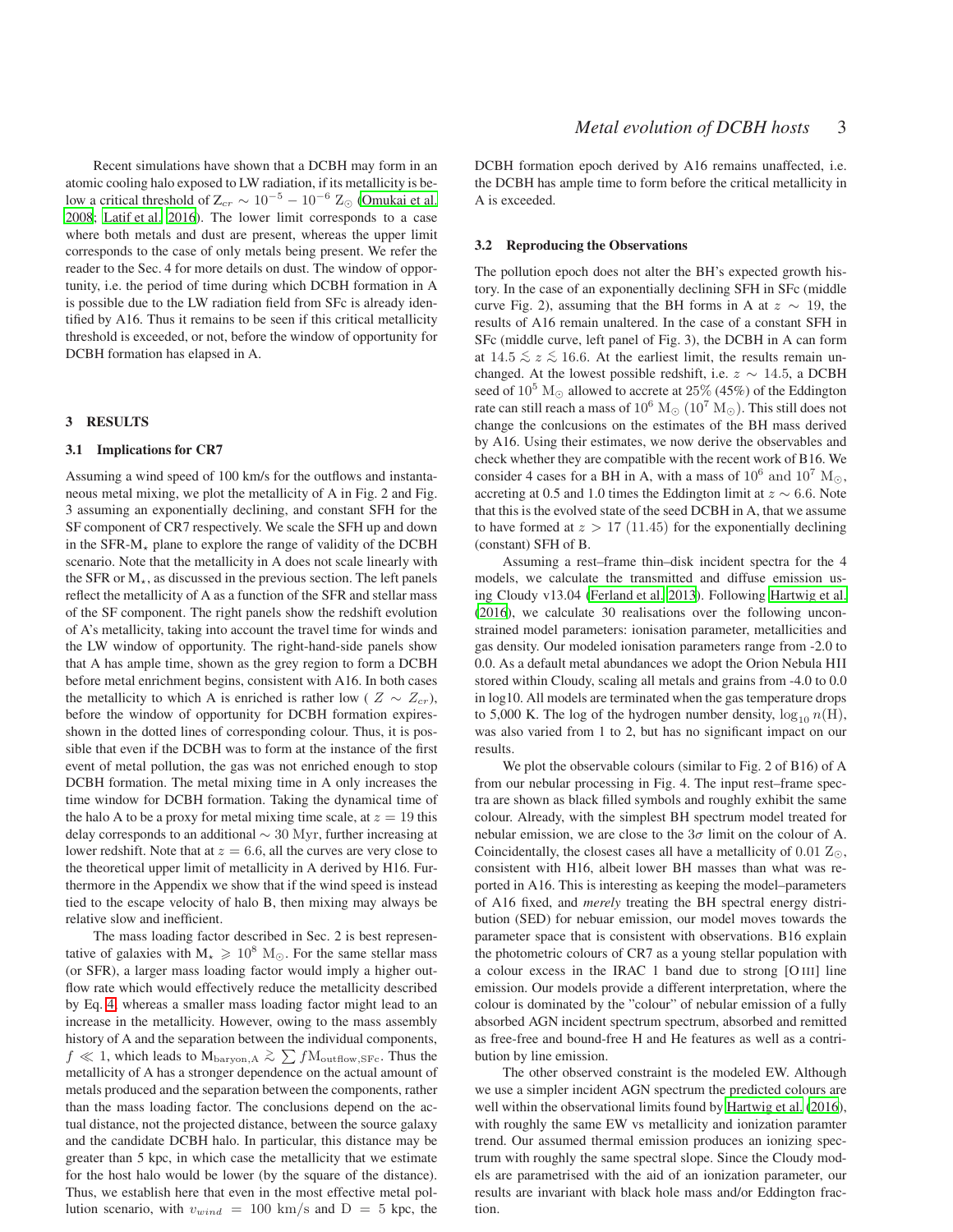Recent simulations have shown that a DCBH may form in an atomic cooling halo exposed to LW radiation, if its metallicity is below a critical threshold of $Z_{cr} \sim 10^{-5} - 10^{-6}\ Z_{\odot}$ (Omukai et al. 2008; Latif et al. 2016). The lower limit corresponds to a case where both metals and dust are present, whereas the upper limit corresponds to the case of only metals being present. We refer the reader to the Sec. 4 for more details on dust. The window of opportunity, i.e. the period of time during which DCBH formation in A is possible due to the LW radiation field from SFc is already identified by A16. Thus it remains to be seen if this critical metallicity threshold is exceeded, or not, before the window of opportunity for DCBH formation has elapsed in A.

## 3 RESULTS

### 3.1 Implications for CR7

Assuming a wind speed of 100 km/s for the outflows and instantaneous metal mixing, we plot the metallicity of A in Fig. 2 and Fig. 3 assuming an exponentially declining, and constant SFH for the SF component of CR7 respectively. We scale the SFH up and down in the SFR-$M_{\star}$ plane to explore the range of validity of the DCBH scenario. Note that the metallicity in A does not scale linearly with the SFR or $M_{\star}$, as discussed in the previous section. The left panels reflect the metallicity of A as a function of the SFR and stellar mass of the SF component. The right panels show the redshift evolution of A's metallicity, taking into account the travel time for winds and the LW window of opportunity. The right-hand-side panels show that A has ample time, shown as the grey region to form a DCBH before metal enrichment begins, consistent with A16. In both cases the metallicity to which A is enriched is rather low ( $Z \sim Z_{cr}$), before the window of opportunity for DCBH formation expires-shown in the dotted lines of corresponding colour. Thus, it is possible that even if the DCBH was to form at the instance of the first event of metal pollution, the gas was not enriched enough to stop DCBH formation. The metal mixing time in A only increases the time window for DCBH formation. Taking the dynamical time of the halo A to be a proxy for metal mixing time scale, at $z = 19$ this delay corresponds to an additional $\sim 30$ Myr, further increasing at lower redshift. Note that at $z = 6.6$, all the curves are very close to the theoretical upper limit of metallicity in A derived by H16. Furthermore in the Appendix we show that if the wind speed is instead tied to the escape velocity of halo B, then mixing *may* always be relative slow and inefficient.

The mass loading factor described in Sec. 2 is best representative of galaxies with $M_{\star} \geqslant 10^{8}\ M_{\odot}$. For the same stellar mass (or SFR), a larger mass loading factor would imply a higher outflow rate which would effectively reduce the metallicity described by Eq. 4, whereas a smaller mass loading factor might lead to an increase in the metallicity. However, owing to the mass assembly history of A and the separation between the individual components, $f \ll 1$, which leads to $M_{\rm baryon,A} \gtrsim \sum f M_{\rm outflow,SFc}$. Thus the metallicity of A has a stronger dependence on the actual amount of metals produced and the separation between the components, rather than the mass loading factor. The conclusions depend on the actual distance, not the projected distance, between the source galaxy and the candidate DCBH halo. In particular, this distance may be greater than 5 kpc, in which case the metallicity that we estimate for the host halo would be lower (by the square of the distance). Thus, we establish here that even in the most effective metal pollution scenario, with $v_{wind} = 100$ km/s and D = 5 kpc, the DCBH formation epoch derived by A16 remains unaffected, i.e. the DCBH has ample time to form before the critical metallicity in A is exceeded.

### 3.2 Reproducing the Observations

The pollution epoch does not alter the BH's expected growth history. In the case of an exponentially declining SFH in SFc (middle curve Fig. 2), assuming that the BH forms in A at $z \sim 19$, the results of A16 remain unaltered. In the case of a constant SFH in SFc (middle curve, left panel of Fig. 3), the DCBH in A can form at $14.5 \lesssim z \lesssim 16.6$. At the earliest limit, the results remain unchanged. At the lowest possible redshift, i.e. $z \sim 14.5$, a DCBH seed of $10^5\ M_{\odot}$ allowed to accrete at 25% (45%) of the Eddington rate can still reach a mass of $10^6\ M_{\odot}$ ($10^7\ M_{\odot}$). This still does not change the conlcusions on the estimates of the BH mass derived by A16. Using their estimates, we now derive the observables and check whether they are compatible with the recent work of B16. We consider 4 cases for a BH in A, with a mass of $10^6$ and $10^7\ M_{\odot}$, accreting at 0.5 and 1.0 times the Eddington limit at $z \sim 6.6$. Note that this is the evolved state of the seed DCBH in A, that we assume to have formed at $z > 17$ (11.45) for the exponentially declining (constant) SFH of B.

Assuming a rest–frame thin–disk incident spectra for the 4 models, we calculate the transmitted and diffuse emission using Cloudy v13.04 (Ferland et al. 2013). Following Hartwig et al. (2016), we calculate 30 realisations over the following unconstrained model parameters: ionisation parameter, metallicities and gas density. Our modeled ionisation parameters range from -2.0 to 0.0. As a default metal abundances we adopt the Orion Nebula HII stored within Cloudy, scaling all metals and grains from -4.0 to 0.0 in log10. All models are terminated when the gas temperature drops to 5,000 K. The log of the hydrogen number density, $\log_{10} n(\mathrm{H})$, was also varied from 1 to 2, but has no significant impact on our results.

We plot the observable colours (similar to Fig. 2 of B16) of A from our nebular processing in Fig. 4. The input rest–frame spectra are shown as black filled symbols and roughly exhibit the same colour. Already, with the simplest BH spectrum model treated for nebular emission, we are close to the $3\sigma$ limit on the colour of A. Coincidentally, the closest cases all have a metallicity of $0.01\ Z_{\odot}$, consistent with H16, albeit lower BH masses than what was reported in A16. This is interesting as keeping the model–parameters of A16 fixed, and *merely* treating the BH spectral energy distribution (SED) for nebuar emission, our model moves towards the parameter space that is consistent with observations. B16 explain the photometric colours of CR7 as a young stellar population with a colour excess in the IRAC 1 band due to strong [O III] line emission. Our models provide a different interpretation, where the colour is dominated by the "colour" of nebular emission of a fully absorbed AGN incident spectrum spectrum, absorbed and remitted as free-free and bound-free H and He features as well as a contribution by line emission.

The other observed constraint is the modeled EW. Although we use a simpler incident AGN spectrum the predicted colours are well within the observational limits found by Hartwig et al. (2016), with roughly the same EW vs metallicity and ionization paramter trend. Our assumed thermal emission produces an ionizing spectrum with roughly the same spectral slope. Since the Cloudy models are parametrised with the aid of an ionization parameter, our results are invariant with black hole mass and/or Eddington fraction.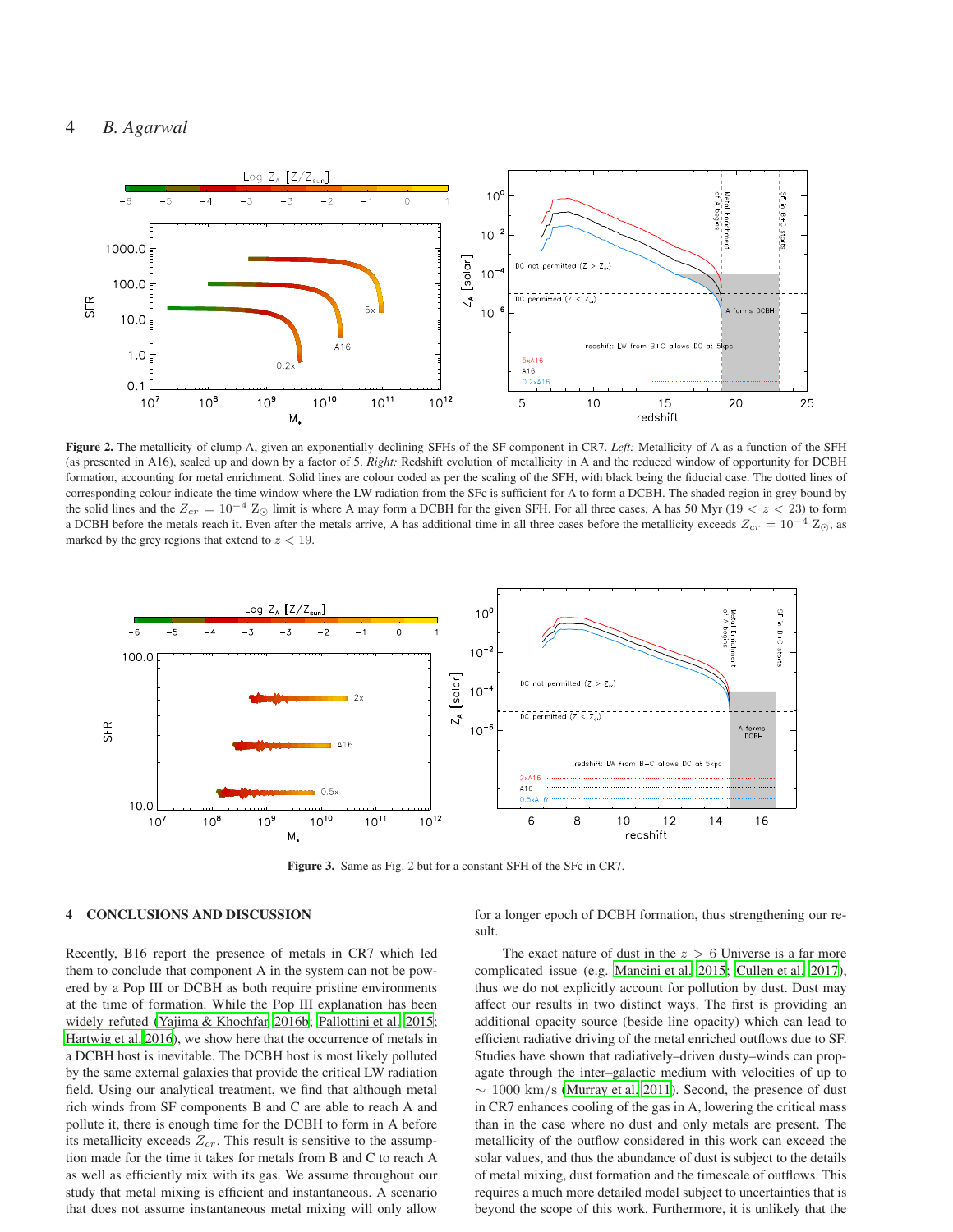**Figure 2.** The metallicity of clump A, given an exponentially declining SFHs of the SF component in CR7. *Left:* Metallicity of A as a function of the SFH (as presented in A16), scaled up and down by a factor of 5. *Right:* Redshift evolution of metallicity in A and the reduced window of opportunity for DCBH formation, accounting for metal enrichment. Solid lines are colour coded as per the scaling of the SFH, with black being the fiducial case. The dotted lines of corresponding colour indicate the time window where the LW radiation from the SFc is sufficient for A to form a DCBH. The shaded region in grey bound by the solid lines and the $Z_{cr} = 10^{-4}$ Z$_\odot$ limit is where A may form a DCBH for the given SFH. For all three cases, A has 50 Myr ($19 < z < 23$) to form a DCBH before the metals reach it. Even after the metals arrive, A has additional time in all three cases before the metallicity exceeds $Z_{cr} = 10^{-4}$ Z$_\odot$, as marked by the grey regions that extend to $z < 19$.

**Figure 3.** Same as Fig. 2 but for a constant SFH of the SFc in CR7.

## 4 CONCLUSIONS AND DISCUSSION

Recently, B16 report the presence of metals in CR7 which led them to conclude that component A in the system can not be powered by a Pop III or DCBH as both require pristine environments at the time of formation. While the Pop III explanation has been widely refuted (Yajima & Khochfar 2016b; Pallottini et al. 2015; Hartwig et al. 2016), we show here that the occurrence of metals in a DCBH host is inevitable. The DCBH host is most likely polluted by the same external galaxies that provide the critical LW radiation field. Using our analytical treatment, we find that although metal rich winds from SF components B and C are able to reach A and pollute it, there is enough time for the DCBH to form in A before its metallicity exceeds $Z_{cr}$. This result is sensitive to the assumption made for the time it takes for metals from B and C to reach A as well as efficiently mix with its gas. We assume throughout our study that metal mixing is efficient and instantaneous. A scenario that does not assume instantaneous metal mixing will only allow for a longer epoch of DCBH formation, thus strengthening our result.

The exact nature of dust in the $z > 6$ Universe is a far more complicated issue (e.g. Mancini et al. 2015; Cullen et al. 2017), thus we do not explicitly account for pollution by dust. Dust may affect our results in two distinct ways. The first is providing an additional opacity source (beside line opacity) which can lead to efficient radiative driving of the metal enriched outflows due to SF. Studies have shown that radiatively–driven dusty–winds can propagate through the inter–galactic medium with velocities of up to $\sim 1000$ km/s (Murray et al. 2011). Second, the presence of dust in CR7 enhances cooling of the gas in A, lowering the critical mass than in the case where no dust and only metals are present. The metallicity of the outflow considered in this work can exceed the solar values, and thus the abundance of dust is subject to the details of metal mixing, dust formation and the timescale of outflows. This requires a much more detailed model subject to uncertainties that is beyond the scope of this work. Furthermore, it is unlikely that the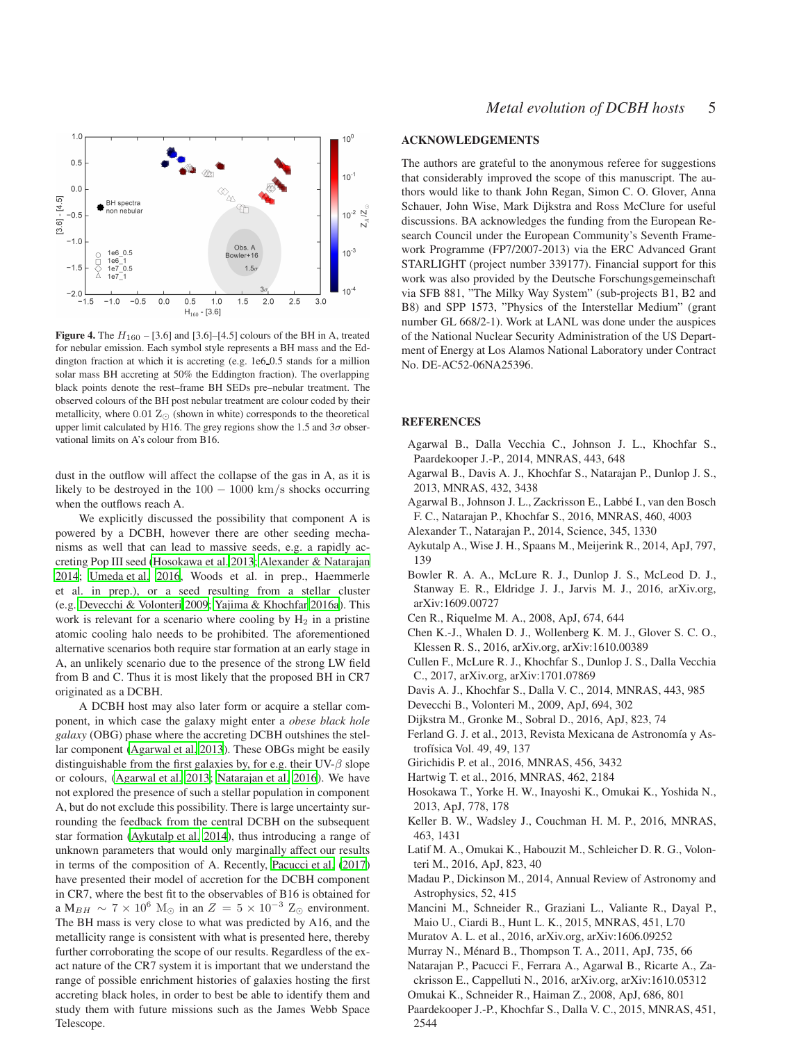**Figure 4.** The $H_{160}$ – [3.6] and [3.6]–[4.5] colours of the BH in A, treated for nebular emission. Each symbol style represents a BH mass and the Eddington fraction at which it is accreting (e.g. 1e6_0.5 stands for a million solar mass BH accreting at 50% the Eddington fraction). The overlapping black points denote the rest–frame BH SEDs pre–nebular treatment. The observed colours of the BH post nebular treatment are colour coded by their metallicity, where 0.01 $Z_\odot$ (shown in white) corresponds to the theoretical upper limit calculated by H16. The grey regions show the 1.5 and $3\sigma$ observational limits on A's colour from B16.

dust in the outflow will affect the collapse of the gas in A, as it is likely to be destroyed in the $100 - 1000$ km/s shocks occurring when the outflows reach A.

We explicitly discussed the possibility that component A is powered by a DCBH, however there are other seeding mechanisms as well that can lead to massive seeds, e.g. a rapidly accreting Pop III seed (Hosokawa et al. 2013; Alexander & Natarajan 2014; Umeda et al. 2016, Woods et al. in prep., Haemmerle et al. in prep.), or a seed resulting from a stellar cluster (e.g. Devecchi & Volonteri 2009; Yajima & Khochfar 2016a). This work is relevant for a scenario where cooling by $H_2$ in a pristine atomic cooling halo needs to be prohibited. The aforementioned alternative scenarios both require star formation at an early stage in A, an unlikely scenario due to the presence of the strong LW field from B and C. Thus it is most likely that the proposed BH in CR7 originated as a DCBH.

A DCBH host may also later form or acquire a stellar component, in which case the galaxy might enter a *obese black hole galaxy* (OBG) phase where the accreting DCBH outshines the stellar component (Agarwal et al. 2013). These OBGs might be easily distinguishable from the first galaxies by, for e.g. their UV-$\beta$ slope or colours, (Agarwal et al. 2013; Natarajan et al. 2016). We have not explored the presence of such a stellar population in component A, but do not exclude this possibility. There is large uncertainty surrounding the feedback from the central DCBH on the subsequent star formation (Aykutalp et al. 2014), thus introducing a range of unknown parameters that would only marginally affect our results in terms of the composition of A. Recently, Pacucci et al. (2017) have presented their model of accretion for the DCBH component in CR7, where the best fit to the observables of B16 is obtained for a $M_{BH} \sim 7 \times 10^6$ $M_\odot$ in an $Z = 5 \times 10^{-3}$ $Z_\odot$ environment. The BH mass is very close to what was predicted by A16, and the metallicity range is consistent with what is presented here, thereby further corroborating the scope of our results. Regardless of the exact nature of the CR7 system it is important that we understand the range of possible enrichment histories of galaxies hosting the first accreting black holes, in order to best be able to identify them and study them with future missions such as the James Webb Space Telescope.

## ACKNOWLEDGEMENTS

The authors are grateful to the anonymous referee for suggestions that considerably improved the scope of this manuscript. The authors would like to thank John Regan, Simon C. O. Glover, Anna Schauer, John Wise, Mark Dijkstra and Ross McClure for useful discussions. BA acknowledges the funding from the European Research Council under the European Community's Seventh Framework Programme (FP7/2007-2013) via the ERC Advanced Grant STARLIGHT (project number 339177). Financial support for this work was also provided by the Deutsche Forschungsgemeinschaft via SFB 881, "The Milky Way System" (sub-projects B1, B2 and B8) and SPP 1573, "Physics of the Interstellar Medium" (grant number GL 668/2-1). Work at LANL was done under the auspices of the National Nuclear Security Administration of the US Department of Energy at Los Alamos National Laboratory under Contract No. DE-AC52-06NA25396.

## REFERENCES

Agarwal B., Dalla Vecchia C., Johnson J. L., Khochfar S., Paardekooper J.-P., 2014, MNRAS, 443, 648

Agarwal B., Davis A. J., Khochfar S., Natarajan P., Dunlop J. S., 2013, MNRAS, 432, 3438

Agarwal B., Johnson J. L., Zackrisson E., Labbé I., van den Bosch F. C., Natarajan P., Khochfar S., 2016, MNRAS, 460, 4003

Alexander T., Natarajan P., 2014, Science, 345, 1330

Aykutalp A., Wise J. H., Spaans M., Meijerink R., 2014, ApJ, 797, 139

Bowler R. A. A., McLure R. J., Dunlop J. S., McLeod D. J., Stanway E. R., Eldridge J. J., Jarvis M. J., 2016, arXiv.org, arXiv:1609.00727

Cen R., Riquelme M. A., 2008, ApJ, 674, 644

Chen K.-J., Whalen D. J., Wollenberg K. M. J., Glover S. C. O., Klessen R. S., 2016, arXiv.org, arXiv:1610.00389

Cullen F., McLure R. J., Khochfar S., Dunlop J. S., Dalla Vecchia C., 2017, arXiv.org, arXiv:1701.07869

Davis A. J., Khochfar S., Dalla V. C., 2014, MNRAS, 443, 985

Devecchi B., Volonteri M., 2009, ApJ, 694, 302

Dijkstra M., Gronke M., Sobral D., 2016, ApJ, 823, 74

Ferland G. J. et al., 2013, Revista Mexicana de Astronomía y Astrofísica Vol. 49, 49, 137

Girichidis P. et al., 2016, MNRAS, 456, 3432

Hartwig T. et al., 2016, MNRAS, 462, 2184

Hosokawa T., Yorke H. W., Inayoshi K., Omukai K., Yoshida N., 2013, ApJ, 778, 178

Keller B. W., Wadsley J., Couchman H. M. P., 2016, MNRAS, 463, 1431

Latif M. A., Omukai K., Habouzit M., Schleicher D. R. G., Volonteri M., 2016, ApJ, 823, 40

Madau P., Dickinson M., 2014, Annual Review of Astronomy and Astrophysics, 52, 415

Mancini M., Schneider R., Graziani L., Valiante R., Dayal P., Maio U., Ciardi B., Hunt L. K., 2015, MNRAS, 451, L70

Muratov A. L. et al., 2016, arXiv.org, arXiv:1606.09252

Murray N., Ménard B., Thompson T. A., 2011, ApJ, 735, 66

Natarajan P., Pacucci F., Ferrara A., Agarwal B., Ricarte A., Zackrisson E., Cappelluti N., 2016, arXiv.org, arXiv:1610.05312

Omukai K., Schneider R., Haiman Z., 2008, ApJ, 686, 801

Paardekooper J.-P., Khochfar S., Dalla V. C., 2015, MNRAS, 451, 2544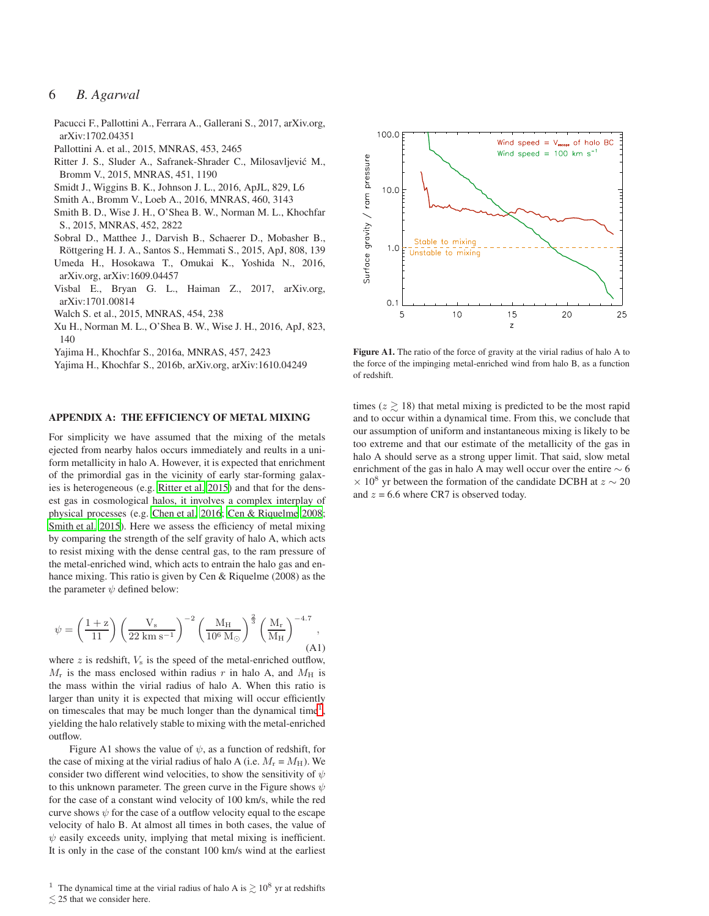Pacucci F., Pallottini A., Ferrara A., Gallerani S., 2017, arXiv.org, arXiv:1702.04351

Pallottini A. et al., 2015, MNRAS, 453, 2465

Ritter J. S., Sluder A., Safranek-Shrader C., Milosavljević M., Bromm V., 2015, MNRAS, 451, 1190

Smidt J., Wiggins B. K., Johnson J. L., 2016, ApJL, 829, L6

Smith A., Bromm V., Loeb A., 2016, MNRAS, 460, 3143

Smith B. D., Wise J. H., O'Shea B. W., Norman M. L., Khochfar S., 2015, MNRAS, 452, 2822

Sobral D., Matthee J., Darvish B., Schaerer D., Mobasher B., Röttgering H. J. A., Santos S., Hemmati S., 2015, ApJ, 808, 139

Umeda H., Hosokawa T., Omukai K., Yoshida N., 2016, arXiv.org, arXiv:1609.04457

Visbal E., Bryan G. L., Haiman Z., 2017, arXiv.org, arXiv:1701.00814

Walch S. et al., 2015, MNRAS, 454, 238

Xu H., Norman M. L., O'Shea B. W., Wise J. H., 2016, ApJ, 823, 140

Yajima H., Khochfar S., 2016a, MNRAS, 457, 2423

Yajima H., Khochfar S., 2016b, arXiv.org, arXiv:1610.04249

## APPENDIX A: THE EFFICIENCY OF METAL MIXING

For simplicity we have assumed that the mixing of the metals ejected from nearby halos occurs immediately and results in a uniform metallicity in halo A. However, it is expected that enrichment of the primordial gas in the vicinity of early star-forming galaxies is heterogeneous (e.g. Ritter et al. 2015) and that for the densest gas in cosmological halos, it involves a complex interplay of physical processes (e.g. Chen et al. 2016; Cen & Riquelme 2008; Smith et al. 2015). Here we assess the efficiency of metal mixing by comparing the strength of the self gravity of halo A, which acts to resist mixing with the dense central gas, to the ram pressure of the metal-enriched wind, which acts to entrain the halo gas and enhance mixing. This ratio is given by Cen & Riquelme (2008) as the parameter $\psi$ defined below:

$$\psi = \left(\frac{1+z}{11}\right)\left(\frac{V_s}{22\ \mathrm{km\ s^{-1}}}\right)^{-2}\left(\frac{M_H}{10^6\ M_\odot}\right)^{\frac{2}{3}}\left(\frac{M_r}{M_H}\right)^{-4.7}, \tag{A1}$$

where $z$ is redshift, $V_s$ is the speed of the metal-enriched outflow, $M_r$ is the mass enclosed within radius $r$ in halo A, and $M_H$ is the mass within the virial radius of halo A. When this ratio is larger than unity it is expected that mixing will occur efficiently on timescales that may be much longer than the dynamical time[1], yielding the halo relatively stable to mixing with the metal-enriched outflow.

Figure A1 shows the value of $\psi$, as a function of redshift, for the case of mixing at the virial radius of halo A (i.e. $M_r = M_H$). We consider two different wind velocities, to show the sensitivity of $\psi$ to this unknown parameter. The green curve in the Figure shows $\psi$ for the case of a constant wind velocity of 100 km/s, while the red curve shows $\psi$ for the case of a outflow velocity equal to the escape velocity of halo B. At almost all times in both cases, the value of $\psi$ easily exceeds unity, implying that metal mixing is inefficient. It is only in the case of the constant 100 km/s wind at the earliest times ($z \gtrsim 18$) that metal mixing is predicted to be the most rapid and to occur within a dynamical time. From this, we conclude that our assumption of uniform and instantaneous mixing is likely to be too extreme and that our estimate of the metallicity of the gas in halo A should serve as a strong upper limit. That said, slow metal enrichment of the gas in halo A may well occur over the entire $\sim 6 \times 10^8$ yr between the formation of the candidate DCBH at $z \sim 20$ and $z = 6.6$ where CR7 is observed today.

Wind speed = $V_{escape}$ of halo BC
Wind speed = 100 km s$^{-1}$
Stable to mixing
Unstable to mixing
Surface gravity / ram pressure
100.0
10.0
1.0
0.1
5
10
15
20
25
z

**Figure A1.** The ratio of the force of gravity at the virial radius of halo A to the force of the impinging metal-enriched wind from halo B, as a function of redshift.

[1] The dynamical time at the virial radius of halo A is $\gtrsim 10^8$ yr at redshifts $\lesssim 25$ that we consider here.